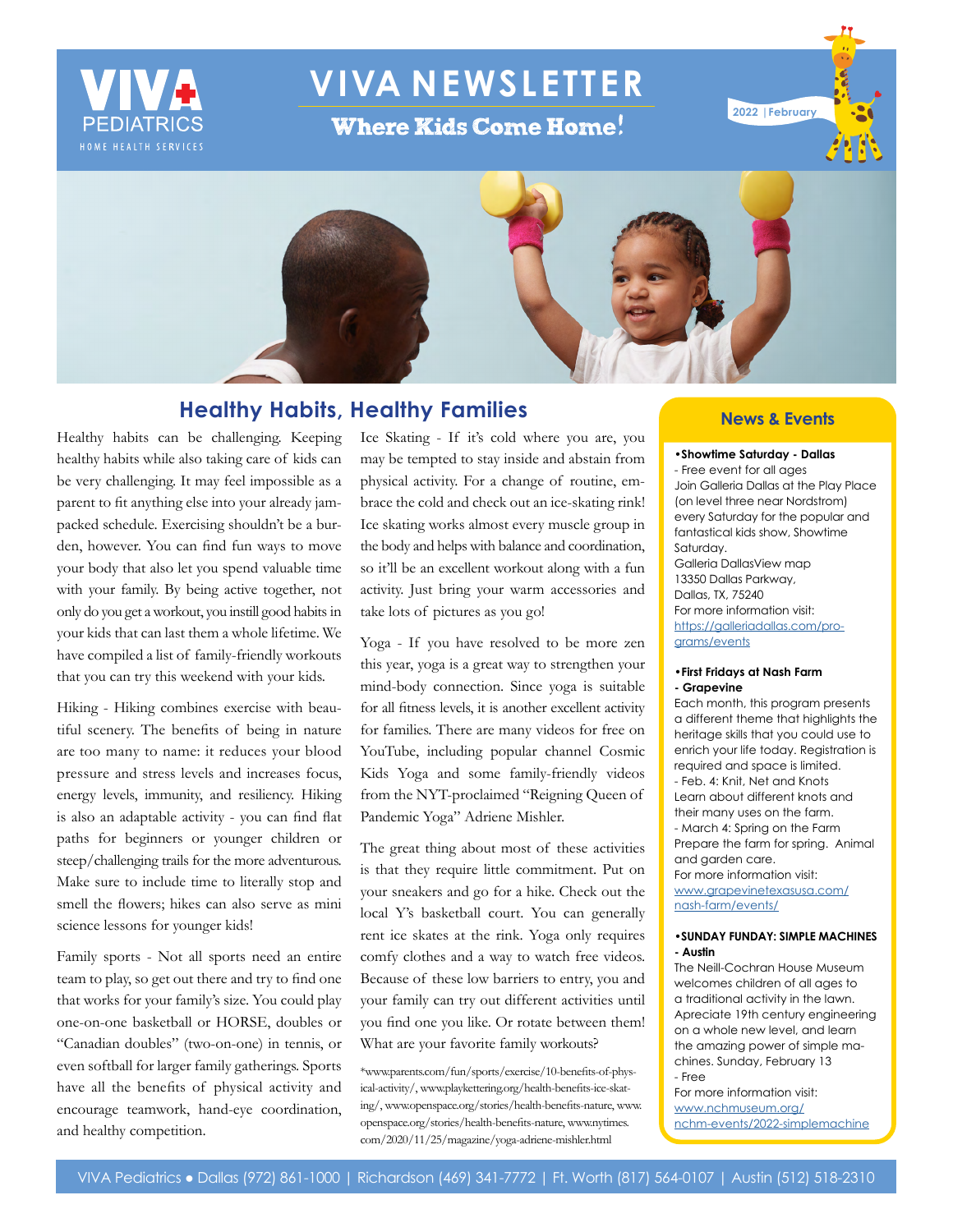# VIVA NEWSLETTER

**Where Kids Come Home!**

VIVA PEDIATRICS HOME HEALTH SERVICES

2022 | February

## Healthy Habits, Healthy Families

Healthy habits can be challenging. Keeping healthy habits while also taking care of kids can be very challenging. It may feel impossible as a parent to fit anything else into your already jam-packed schedule. Exercising shouldn't be a burden, however. You can find fun ways to move your body that also let you spend valuable time with your family. By being active together, not only do you get a workout, you instill good habits in your kids that can last them a whole lifetime. We have compiled a list of family-friendly workouts that you can try this weekend with your kids.

Hiking - Hiking combines exercise with beautiful scenery. The benefits of being in nature are too many to name: it reduces your blood pressure and stress levels and increases focus, energy levels, immunity, and resiliency. Hiking is also an adaptable activity - you can find flat paths for beginners or younger children or steep/challenging trails for the more adventurous. Make sure to include time to literally stop and smell the flowers; hikes can also serve as mini science lessons for younger kids!

Family sports - Not all sports need an entire team to play, so get out there and try to find one that works for your family's size. You could play one-on-one basketball or HORSE, doubles or "Canadian doubles" (two-on-one) in tennis, or even softball for larger family gatherings. Sports have all the benefits of physical activity and encourage teamwork, hand-eye coordination, and healthy competition.

Ice Skating - If it's cold where you are, you may be tempted to stay inside and abstain from physical activity. For a change of routine, embrace the cold and check out an ice-skating rink! Ice skating works almost every muscle group in the body and helps with balance and coordination, so it'll be an excellent workout along with a fun activity. Just bring your warm accessories and take lots of pictures as you go!

Yoga - If you have resolved to be more zen this year, yoga is a great way to strengthen your mind-body connection. Since yoga is suitable for all fitness levels, it is another excellent activity for families. There are many videos for free on YouTube, including popular channel Cosmic Kids Yoga and some family-friendly videos from the NYT-proclaimed "Reigning Queen of Pandemic Yoga" Adriene Mishler.

The great thing about most of these activities is that they require little commitment. Put on your sneakers and go for a hike. Check out the local Y's basketball court. You can generally rent ice skates at the rink. Yoga only requires comfy clothes and a way to watch free videos. Because of these low barriers to entry, you and your family can try out different activities until you find one you like. Or rotate between them! What are your favorite family workouts?

*www.parents.com/fun/sports/exercise/10-benefits-of-physical-activity/, www.playkettering.org/health-benefits-ice-skating/, www.openspace.org/stories/health-benefits-nature, www.openspace.org/stories/health-benefits-nature, www.nytimes.com/2020/11/25/magazine/yoga-adriene-mishler.html

## News & Events

**•Showtime Saturday - Dallas**
- Free event for all ages
Join Galleria Dallas at the Play Place (on level three near Nordstrom) every Saturday for the popular and fantastical kids show, Showtime Saturday.
Galleria DallasView map
13350 Dallas Parkway,
Dallas, TX, 75240
For more information visit:
https://galleriadallas.com/programs/events

**•First Fridays at Nash Farm - Grapevine**
Each month, this program presents a different theme that highlights the heritage skills that you could use to enrich your life today. Registration is required and space is limited.
- Feb. 4: Knit, Net and Knots
Learn about different knots and their many uses on the farm.
- March 4: Spring on the Farm
Prepare the farm for spring. Animal and garden care.
For more information visit:
www.grapevinetexasusa.com/nash-farm/events/

**•SUNDAY FUNDAY: SIMPLE MACHINES - Austin**
The Neill-Cochran House Museum welcomes children of all ages to a traditional activity in the lawn. Apreciate 19th century engineering on a whole new level, and learn the amazing power of simple machines. Sunday, February 13
- Free
For more information visit:
www.nchmuseum.org/nchm-events/2022-simplemachine

VIVA Pediatrics • Dallas (972) 861-1000 | Richardson (469) 341-7772 | Ft. Worth (817) 564-0107 | Austin (512) 518-2310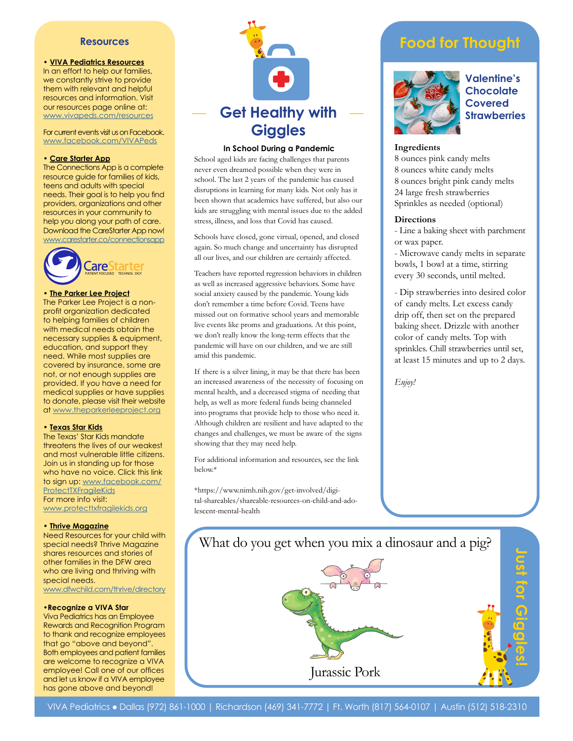## Resources

• **VIVA Pediatrics Resources**
In an effort to help our families, we constantly strive to provide them with relevant and helpful resources and information. Visit our resources page online at: www.vivapeds.com/resources

For current events visit us on Facebook. www.facebook.com/VIVAPeds

• **Care Starter App**
The Connections App is a complete resource guide for families of kids, teens and adults with special needs. Their goal is to help you find providers, organizations and other resources in your community to help you along your path of care. Download the CareStarter App now! www.carestarter.co/connectionsapp

• **The Parker Lee Project**
The Parker Lee Project is a non-profit organization dedicated to helping families of children with medical needs obtain the necessary supplies & equipment, education, and support they need. While most supplies are covered by insurance, some are not, or not enough supplies are provided. If you have a need for medical supplies or have supplies to donate, please visit their website at www.theparkerleeproject.org

• **Texas Star Kids**
The Texas' Star Kids mandate threatens the lives of our weakest and most vulnerable little citizens. Join us in standing up for those who have no voice. Click this link to sign up: www.facebook.com/ProtectTXFragileKids
For more info visit: www.protecttxfragilekids.org

• **Thrive Magazine**
Need Resources for your child with special needs? Thrive Magazine shares resources and stories of other families in the DFW area who are living and thriving with special needs.
www.dfwchild.com/thrive/directory

•**Recognize a VIVA Star**
Viva Pediatrics has an Employee Rewards and Recognition Program to thank and recognize employees that go "above and beyond". Both employees and patient families are welcome to recognize a VIVA employee! Call one of our offices and let us know if a VIVA employee has gone above and beyond!

## Get Healthy with Giggles

**In School During a Pandemic**

School aged kids are facing challenges that parents never even dreamed possible when they were in school. The last 2 years of the pandemic has caused disruptions in learning for many kids. Not only has it been shown that academics have suffered, but also our kids are struggling with mental issues due to the added stress, illness, and loss that Covid has caused.

Schools have closed, gone virtual, opened, and closed again. So much change and uncertainty has disrupted all our lives, and our children are certainly affected.

Teachers have reported regression behaviors in children as well as increased aggressive behaviors. Some have social anxiety caused by the pandemic. Young kids don't remember a time before Covid. Teens have missed out on formative school years and memorable live events like proms and graduations. At this point, we don't really know the long-term effects that the pandemic will have on our children, and we are still amid this pandemic.

If there is a silver lining, it may be that there has been an increased awareness of the necessity of focusing on mental health, and a decreased stigma of needing that help, as well as more federal funds being channeled into programs that provide help to those who need it. Although children are resilient and have adapted to the changes and challenges, we must be aware of the signs showing that they may need help.

For additional information and resources, see the link below.*

*https://www.nimh.nih.gov/get-involved/digital-shareables/shareable-resources-on-child-and-adolescent-mental-health

## Food for Thought

### Valentine's Chocolate Covered Strawberries

**Ingredients**
8 ounces pink candy melts
8 ounces white candy melts
8 ounces bright pink candy melts
24 large fresh strawberries
Sprinkles as needed (optional)

**Directions**
- Line a baking sheet with parchment or wax paper.
- Microwave candy melts in separate bowls, 1 bowl at a time, stirring every 30 seconds, until melted.

- Dip strawberries into desired color of candy melts. Let excess candy drip off, then set on the prepared baking sheet. Drizzle with another color of candy melts. Top with sprinkles. Chill strawberries until set, at least 15 minutes and up to 2 days.

*Enjoy!*

## Just for Giggles!

What do you get when you mix a dinosaur and a pig?

Jurassic Pork

VIVA Pediatrics • Dallas (972) 861-1000 | Richardson (469) 341-7772 | Ft. Worth (817) 564-0107 | Austin (512) 518-2310